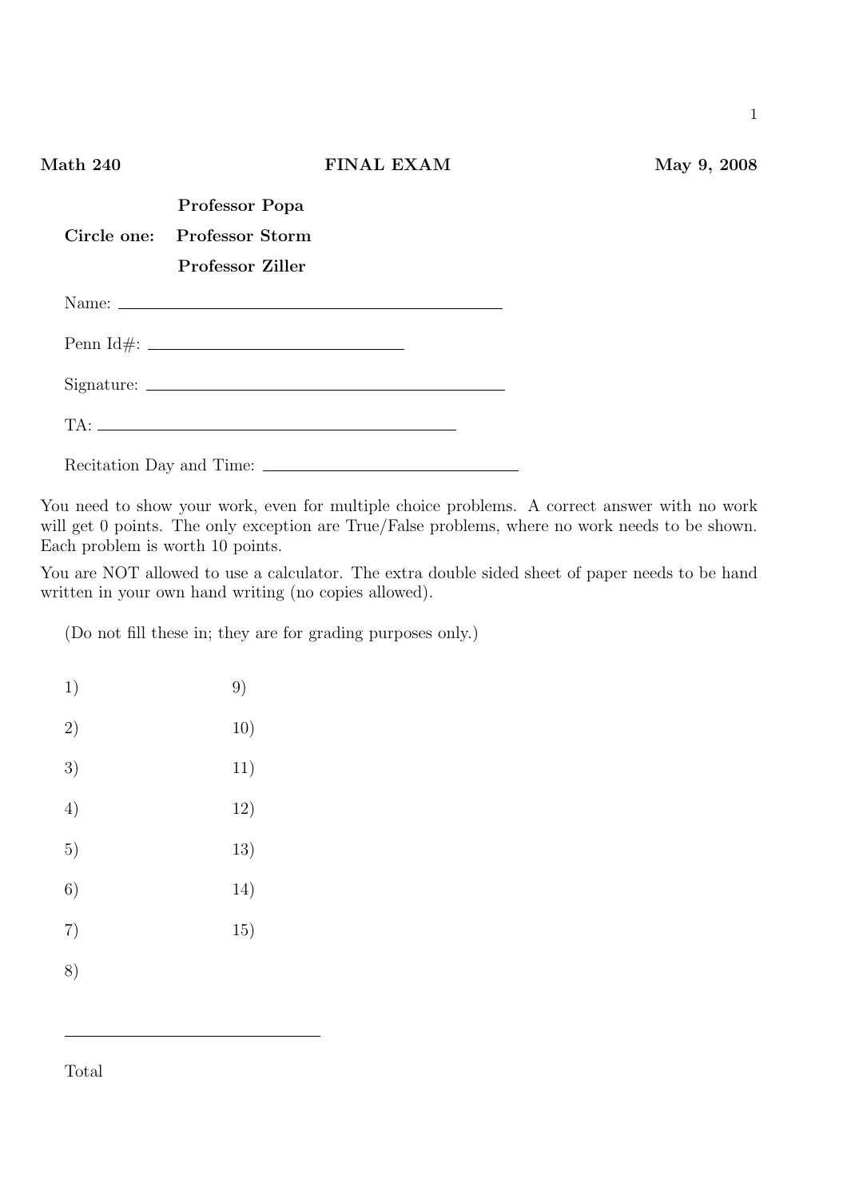**Math 240** **FINAL EXAM** **May 9, 2008**

**Circle one:**
- **Professor Popa**
- **Professor Storm**
- **Professor Ziller**

Name: ________________________________

Penn Id#: ________________________

Signature: ________________________________

TA: ________________________________

Recitation Day and Time: ________________________

You need to show your work, even for multiple choice problems. A correct answer with no work will get 0 points. The only exception are True/False problems, where no work needs to be shown. Each problem is worth 10 points.

You are NOT allowed to use a calculator. The extra double sided sheet of paper needs to be hand written in your own hand writing (no copies allowed).

(Do not fill these in; they are for grading purposes only.)

| | |
|---|---|
| 1) | 9) |
| 2) | 10) |
| 3) | 11) |
| 4) | 12) |
| 5) | 13) |
| 6) | 14) |
| 7) | 15) |
| 8) | |

________________________

Total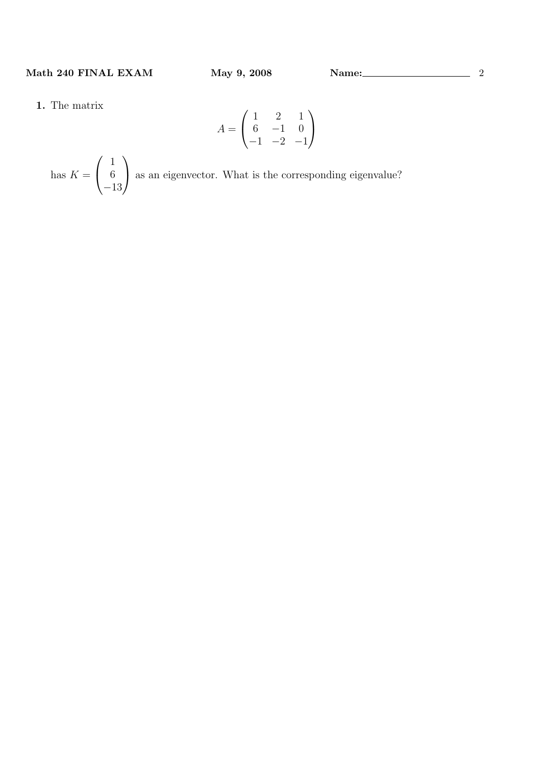**1.** The matrix

$$A = \begin{pmatrix} 1 & 2 & 1 \\ 6 & -1 & 0 \\ -1 & -2 & -1 \end{pmatrix}$$

has $K = \begin{pmatrix} 1 \\ 6 \\ -13 \end{pmatrix}$ as an eigenvector. What is the corresponding eigenvalue?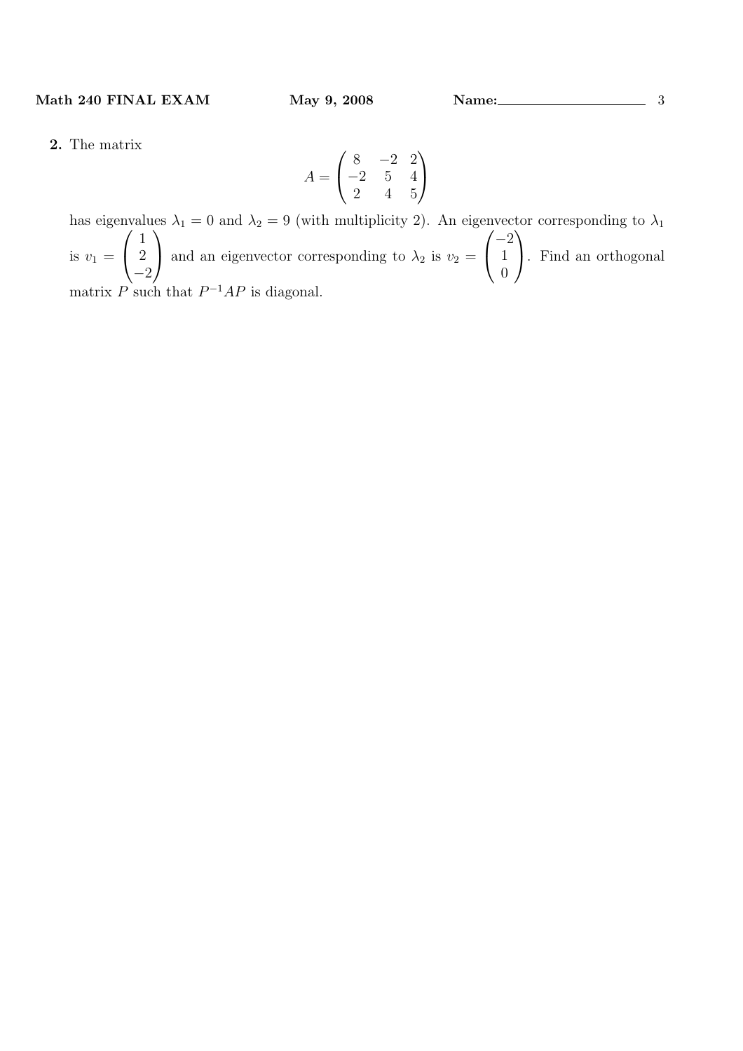**2.** The matrix

$$A = \begin{pmatrix} 8 & -2 & 2 \\ -2 & 5 & 4 \\ 2 & 4 & 5 \end{pmatrix}$$

has eigenvalues $\lambda_1 = 0$ and $\lambda_2 = 9$ (with multiplicity 2). An eigenvector corresponding to $\lambda_1$ is $v_1 = \begin{pmatrix} 1 \\ 2 \\ -2 \end{pmatrix}$ and an eigenvector corresponding to $\lambda_2$ is $v_2 = \begin{pmatrix} -2 \\ 1 \\ 0 \end{pmatrix}$. Find an orthogonal matrix $P$ such that $P^{-1}AP$ is diagonal.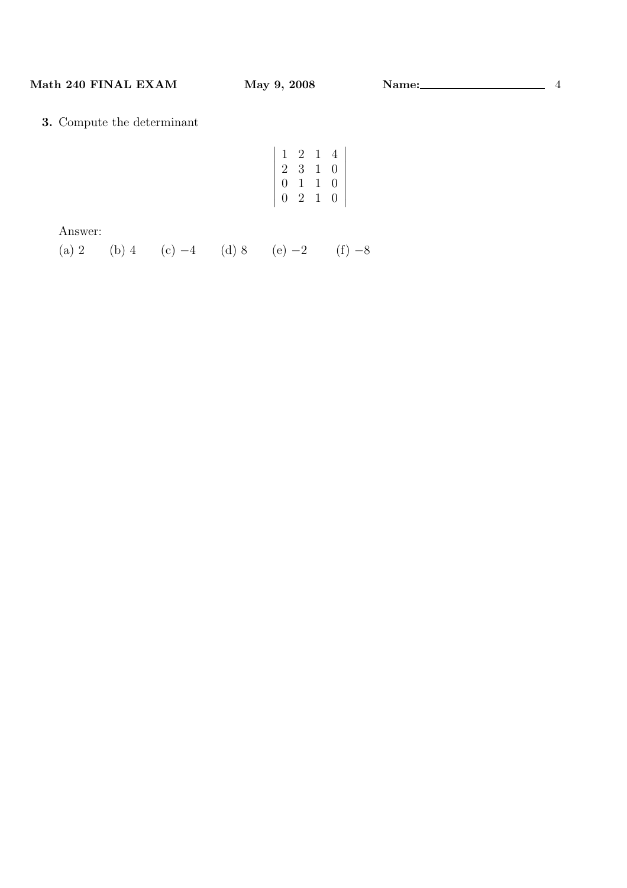**3.** Compute the determinant

$$\begin{vmatrix} 1 & 2 & 1 & 4 \\ 2 & 3 & 1 & 0 \\ 0 & 1 & 1 & 0 \\ 0 & 2 & 1 & 0 \end{vmatrix}$$

Answer:

(a) 2 (b) 4 (c) $-4$ (d) 8 (e) $-2$ (f) $-8$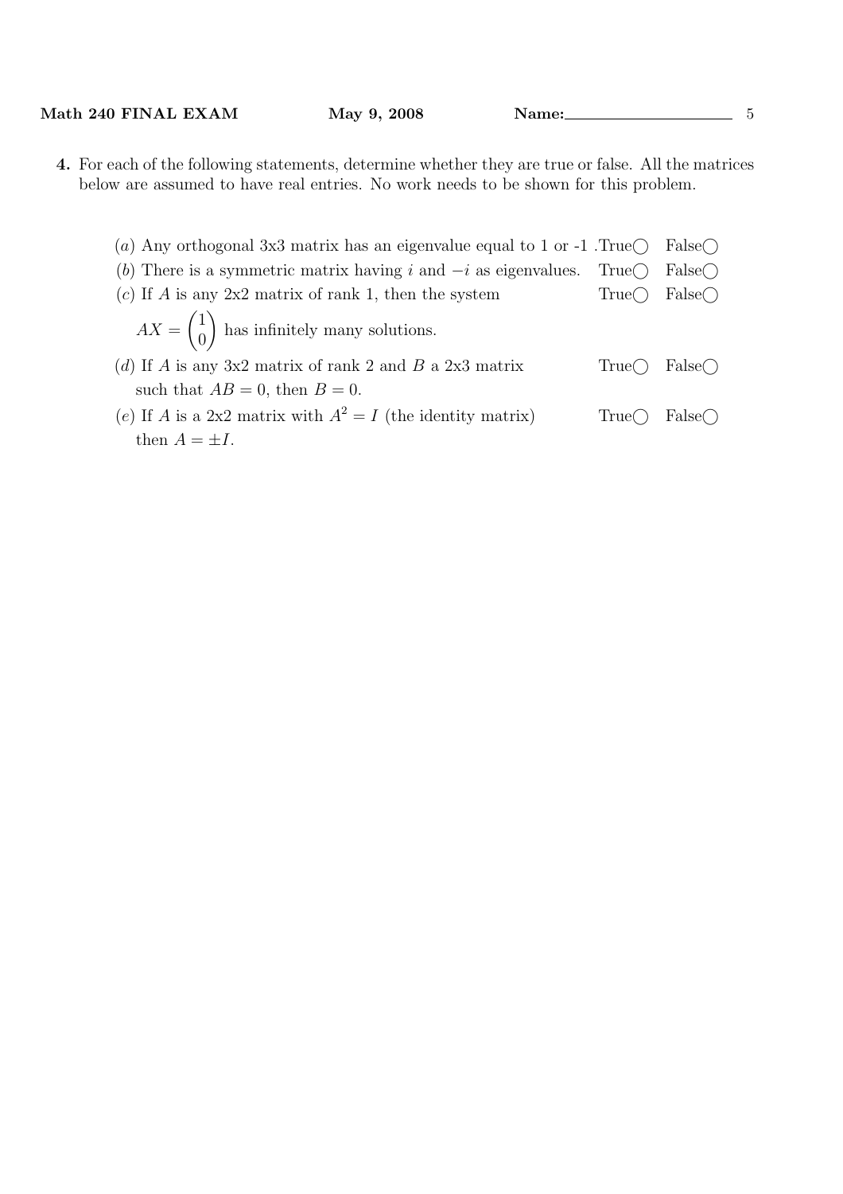**4.** For each of the following statements, determine whether they are true or false. All the matrices below are assumed to have real entries. No work needs to be shown for this problem.

($a$) Any orthogonal 3x3 matrix has an eigenvalue equal to 1 or -1 . True◯ False◯

($b$) There is a symmetric matrix having $i$ and $-i$ as eigenvalues. True◯ False◯

($c$) If $A$ is any 2x2 matrix of rank 1, then the system $AX = \begin{pmatrix} 1 \\ 0 \end{pmatrix}$ has infinitely many solutions. True◯ False◯

($d$) If $A$ is any 3x2 matrix of rank 2 and $B$ a 2x3 matrix such that $AB = 0$, then $B = 0$. True◯ False◯

($e$) If $A$ is a 2x2 matrix with $A^2 = I$ (the identity matrix) then $A = \pm I$. True◯ False◯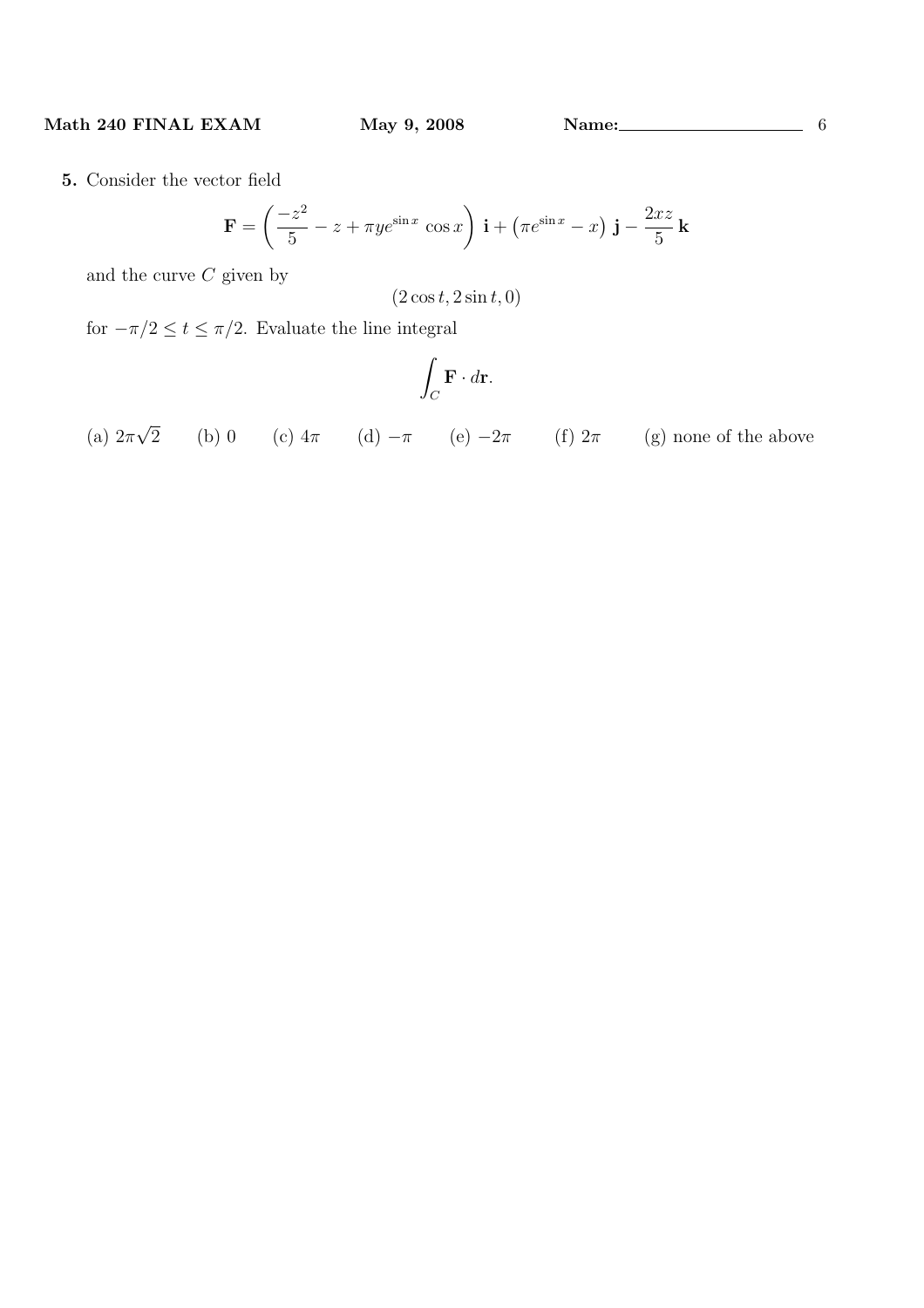**5.** Consider the vector field

$$\mathbf{F} = \left( \frac{-z^2}{5} - z + \pi y e^{\sin x} \cos x \right) \mathbf{i} + \left( \pi e^{\sin x} - x \right) \mathbf{j} - \frac{2xz}{5} \mathbf{k}$$

and the curve $C$ given by

$$(2 \cos t, 2 \sin t, 0)$$

for $-\pi/2 \leq t \leq \pi/2$. Evaluate the line integral

$$\int_C \mathbf{F} \cdot d\mathbf{r}.$$

(a) $2\pi\sqrt{2}$ (b) $0$ (c) $4\pi$ (d) $-\pi$ (e) $-2\pi$ (f) $2\pi$ (g) none of the above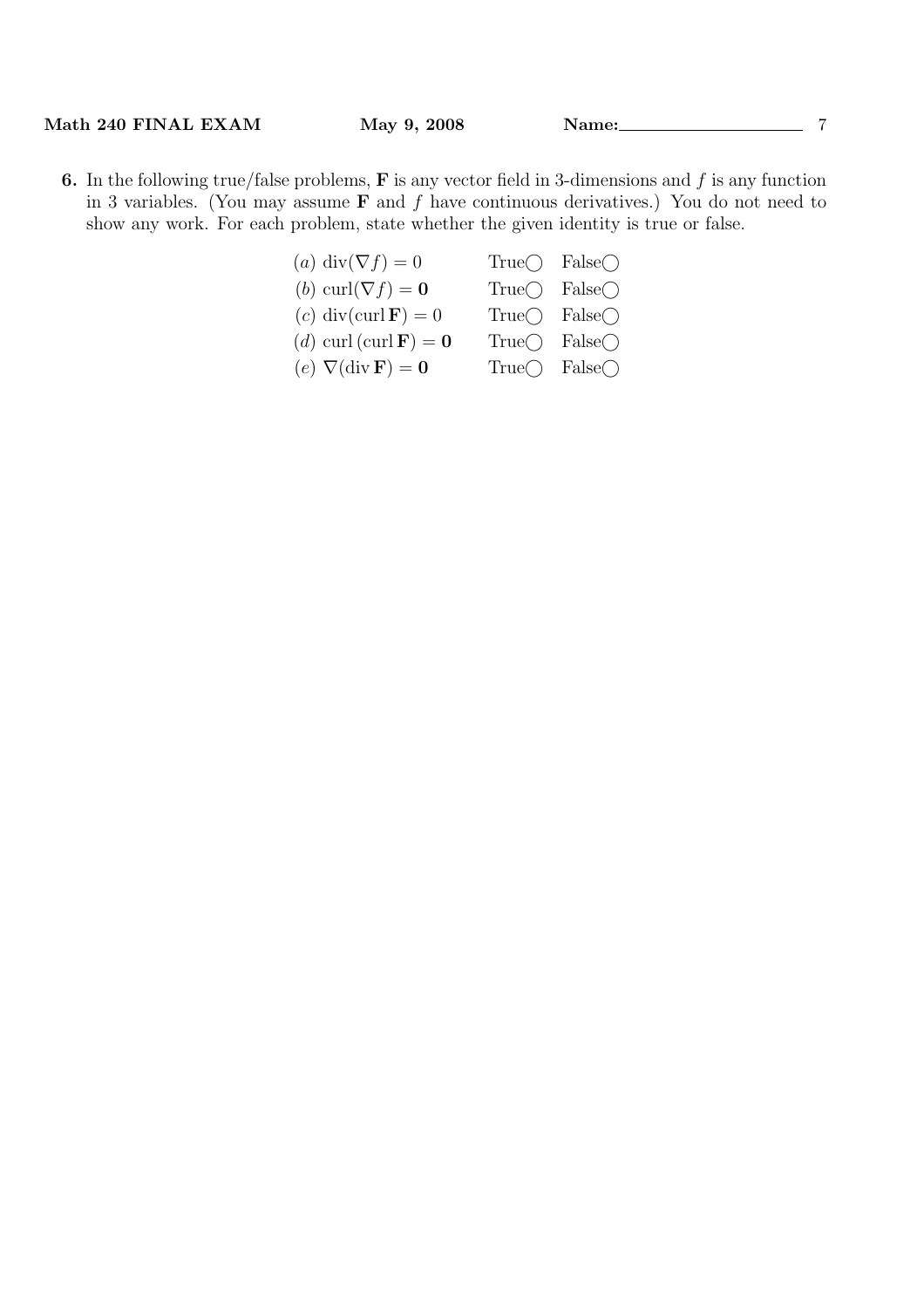**6.** In the following true/false problems, $\mathbf{F}$ is any vector field in 3-dimensions and $f$ is any function in 3 variables. (You may assume $\mathbf{F}$ and $f$ have continuous derivatives.) You do not need to show any work. For each problem, state whether the given identity is true or false.

| | | |
|---|---|---|
| (*a*) $\text{div}(\nabla f) = 0$ | True◯ | False◯ |
| (*b*) $\text{curl}(\nabla f) = \mathbf{0}$ | True◯ | False◯ |
| (*c*) $\text{div}(\text{curl}\,\mathbf{F}) = 0$ | True◯ | False◯ |
| (*d*) $\text{curl}\,(\text{curl}\,\mathbf{F}) = \mathbf{0}$ | True◯ | False◯ |
| (*e*) $\nabla(\text{div}\,\mathbf{F}) = \mathbf{0}$ | True◯ | False◯ |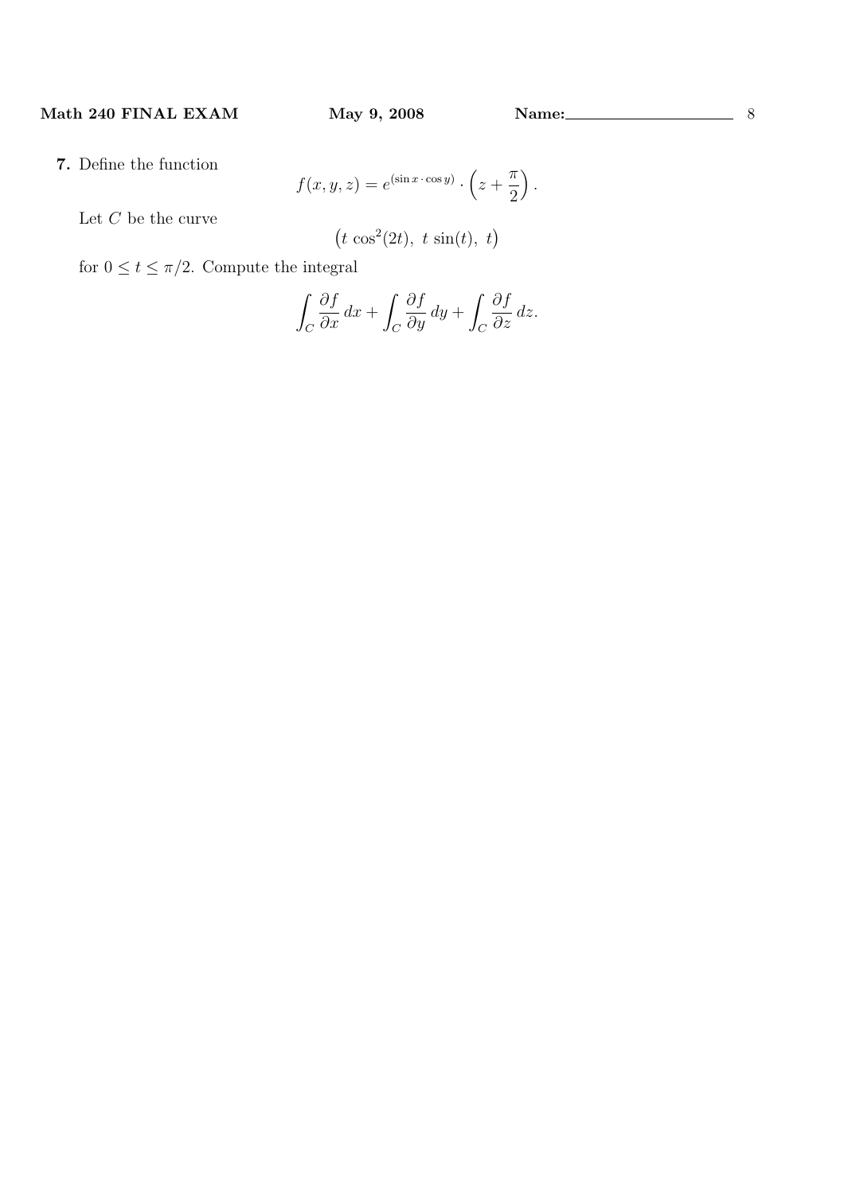**7.** Define the function

$$f(x, y, z) = e^{(\sin x \cdot \cos y)} \cdot \left( z + \frac{\pi}{2} \right).$$

Let $C$ be the curve

$$\big( t\, \cos^2(2t),\ t\, \sin(t),\ t \big)$$

for $0 \le t \le \pi/2$. Compute the integral

$$\int_C \frac{\partial f}{\partial x}\, dx + \int_C \frac{\partial f}{\partial y}\, dy + \int_C \frac{\partial f}{\partial z}\, dz.$$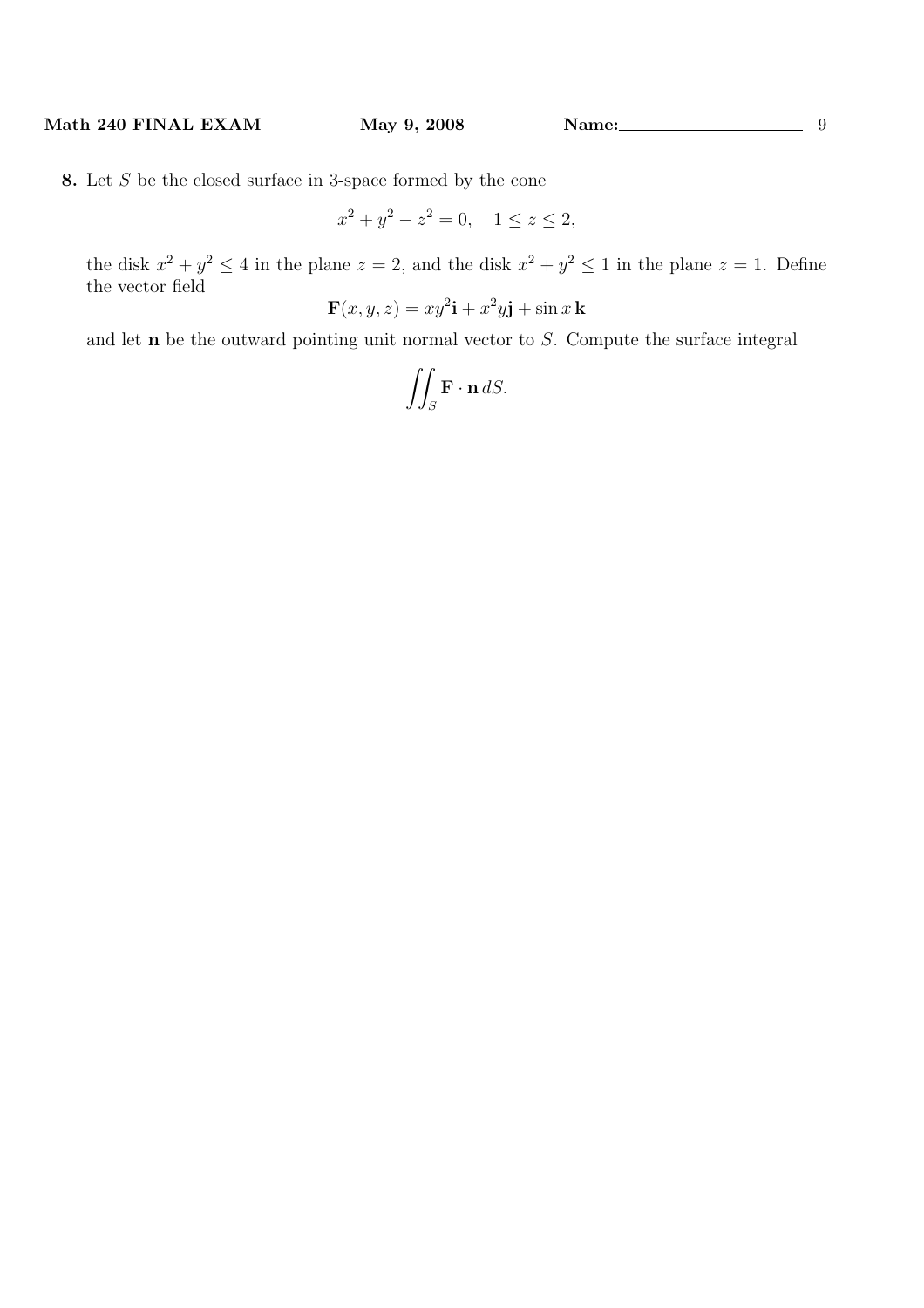**8.** Let $S$ be the closed surface in 3-space formed by the cone

$$x^2 + y^2 - z^2 = 0, \quad 1 \leq z \leq 2,$$

the disk $x^2 + y^2 \leq 4$ in the plane $z = 2$, and the disk $x^2 + y^2 \leq 1$ in the plane $z = 1$. Define the vector field

$$\mathbf{F}(x, y, z) = xy^2\mathbf{i} + x^2y\mathbf{j} + \sin x\,\mathbf{k}$$

and let $\mathbf{n}$ be the outward pointing unit normal vector to $S$. Compute the surface integral

$$\iint_S \mathbf{F} \cdot \mathbf{n}\, dS.$$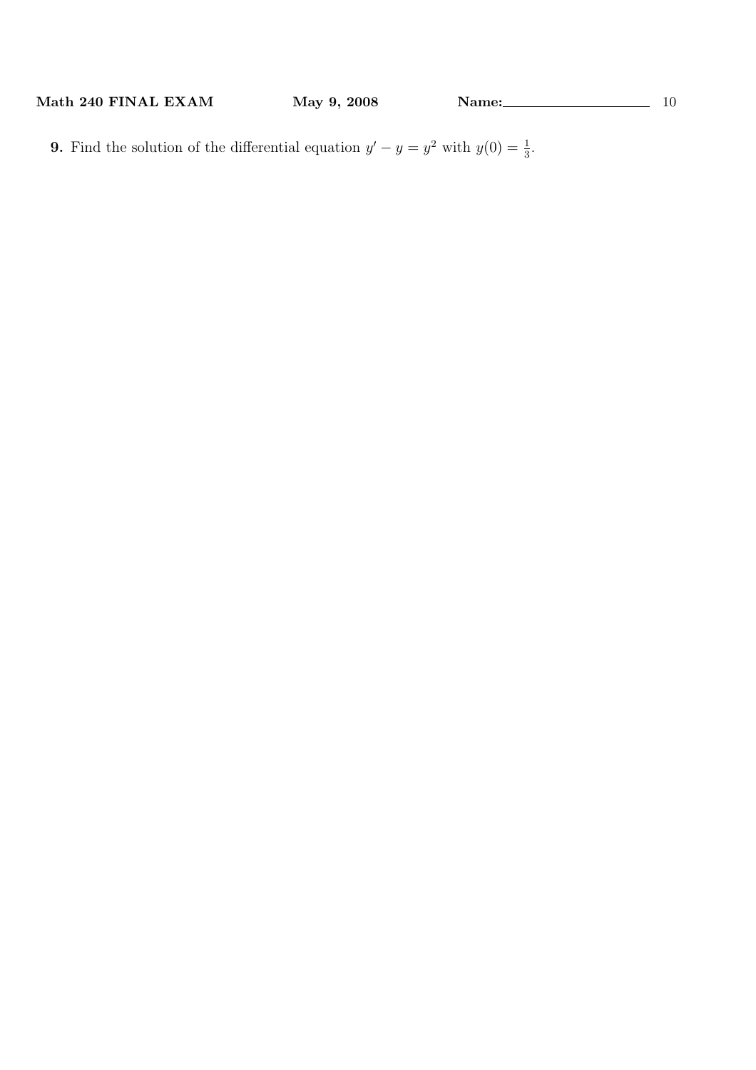**9.** Find the solution of the differential equation $y' - y = y^2$ with $y(0) = \frac{1}{3}$.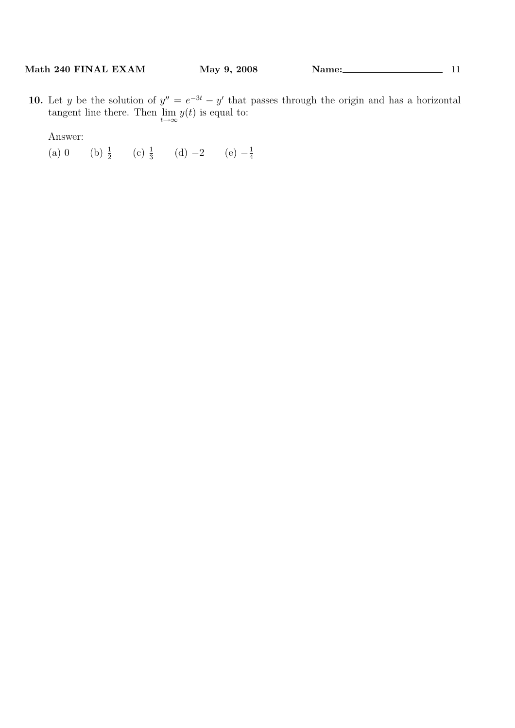**10.** Let $y$ be the solution of $y'' = e^{-3t} - y'$ that passes through the origin and has a horizontal tangent line there. Then $\lim_{t \to \infty} y(t)$ is equal to:

Answer:

(a) $0$ (b) $\frac{1}{2}$ (c) $\frac{1}{3}$ (d) $-2$ (e) $-\frac{1}{4}$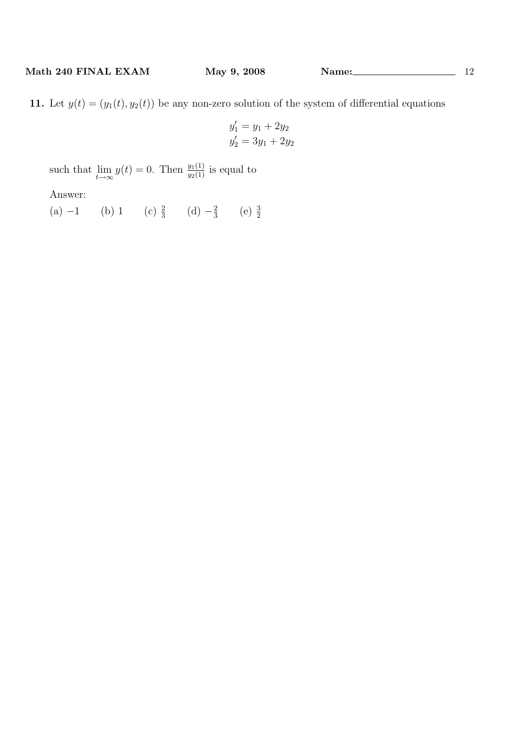**11.** Let $y(t) = (y_1(t), y_2(t))$ be any non-zero solution of the system of differential equations

$$\begin{aligned} y_1' &= y_1 + 2y_2 \\ y_2' &= 3y_1 + 2y_2 \end{aligned}$$

such that $\lim_{t \to \infty} y(t) = 0$. Then $\frac{y_1(1)}{y_2(1)}$ is equal to

Answer:

(a) $-1$ (b) $1$ (c) $\frac{2}{3}$ (d) $-\frac{2}{3}$ (e) $\frac{3}{2}$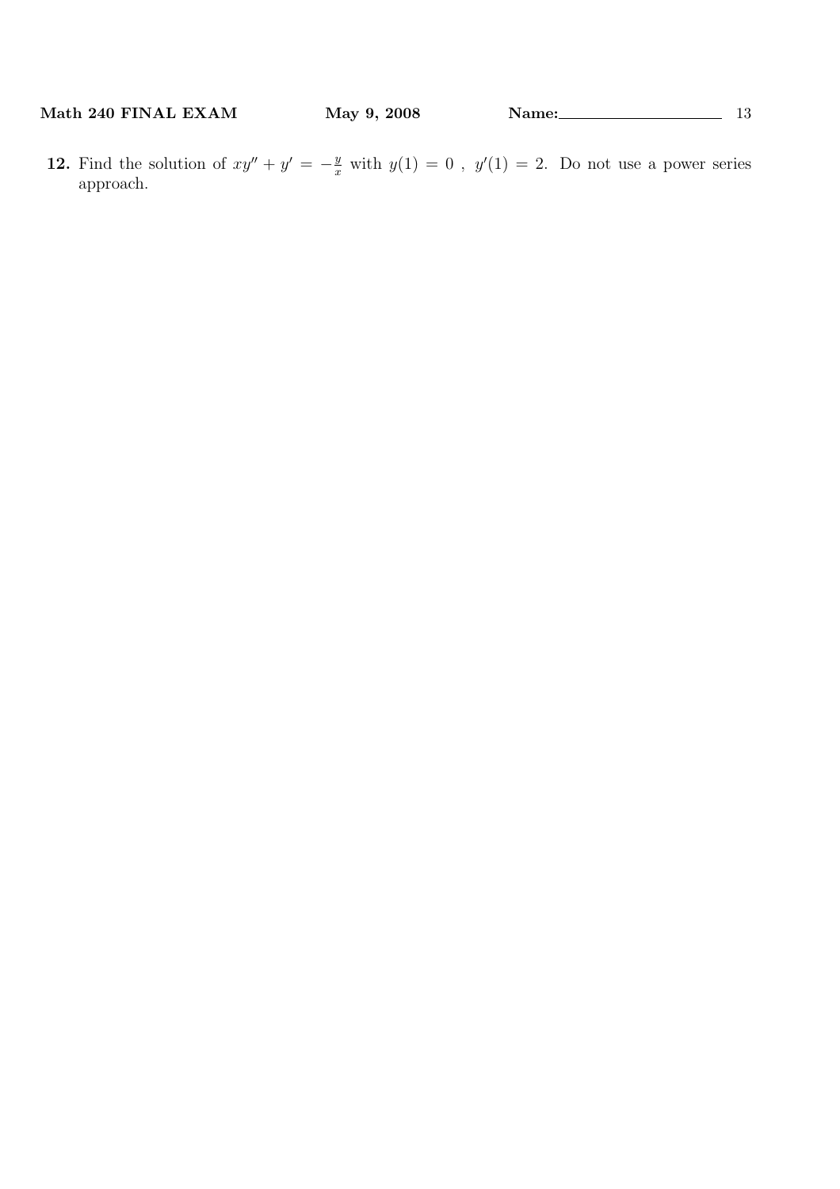**12.** Find the solution of $xy'' + y' = -\frac{y}{x}$ with $y(1) = 0$ , $y'(1) = 2$. Do not use a power series approach.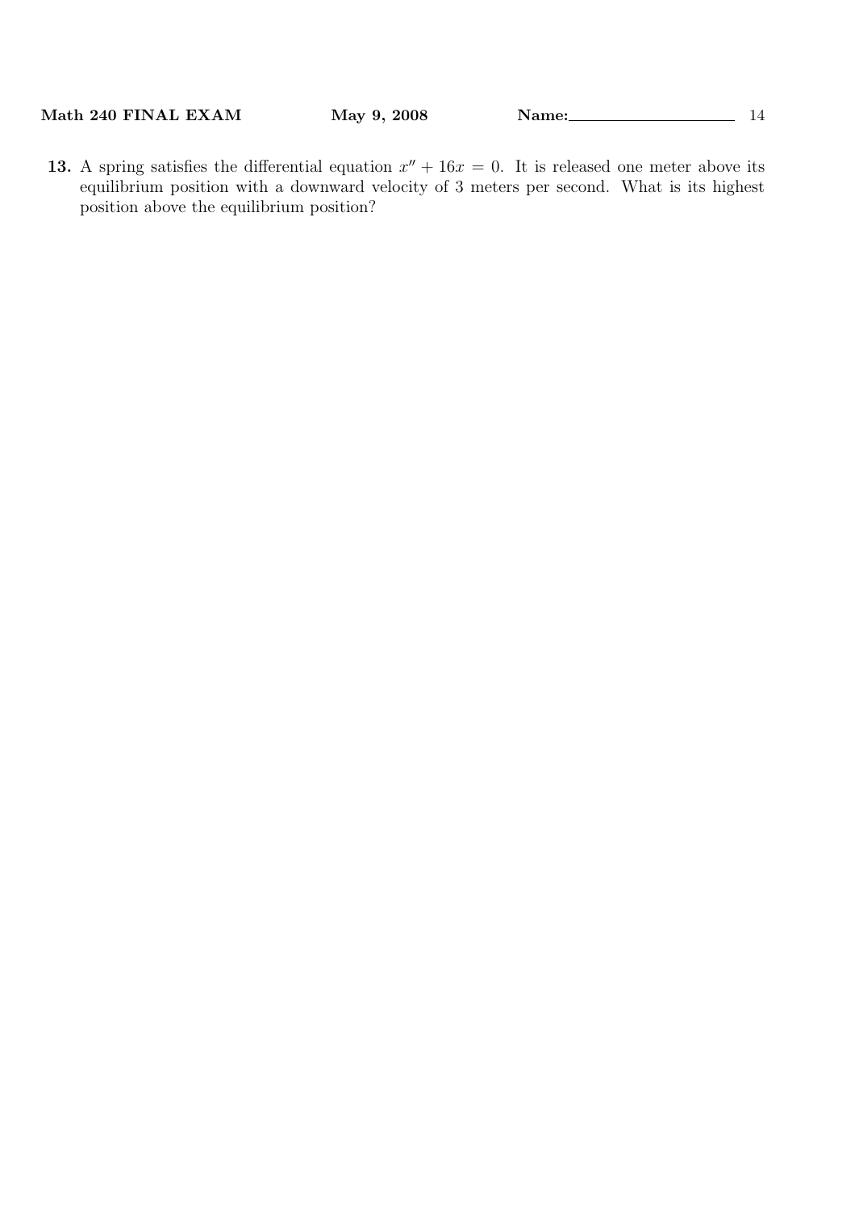**13.** A spring satisfies the differential equation $x'' + 16x = 0$. It is released one meter above its equilibrium position with a downward velocity of 3 meters per second. What is its highest position above the equilibrium position?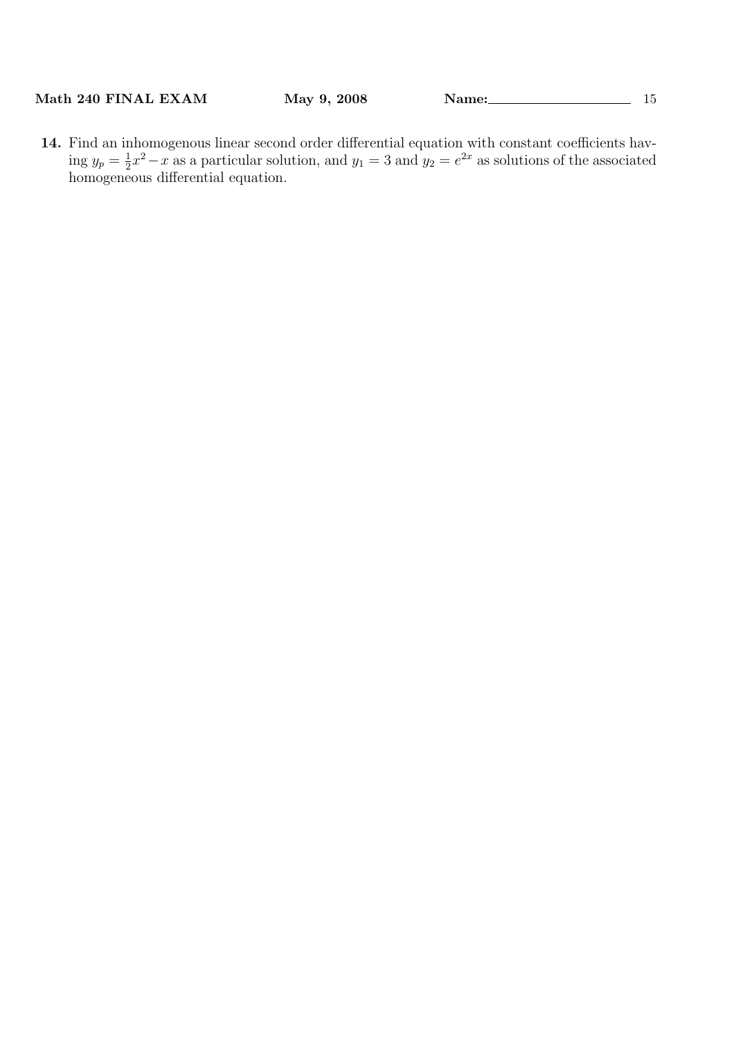**14.** Find an inhomogenous linear second order differential equation with constant coefficients having $y_p = \frac{1}{2}x^2 - x$ as a particular solution, and $y_1 = 3$ and $y_2 = e^{2x}$ as solutions of the associated homogeneous differential equation.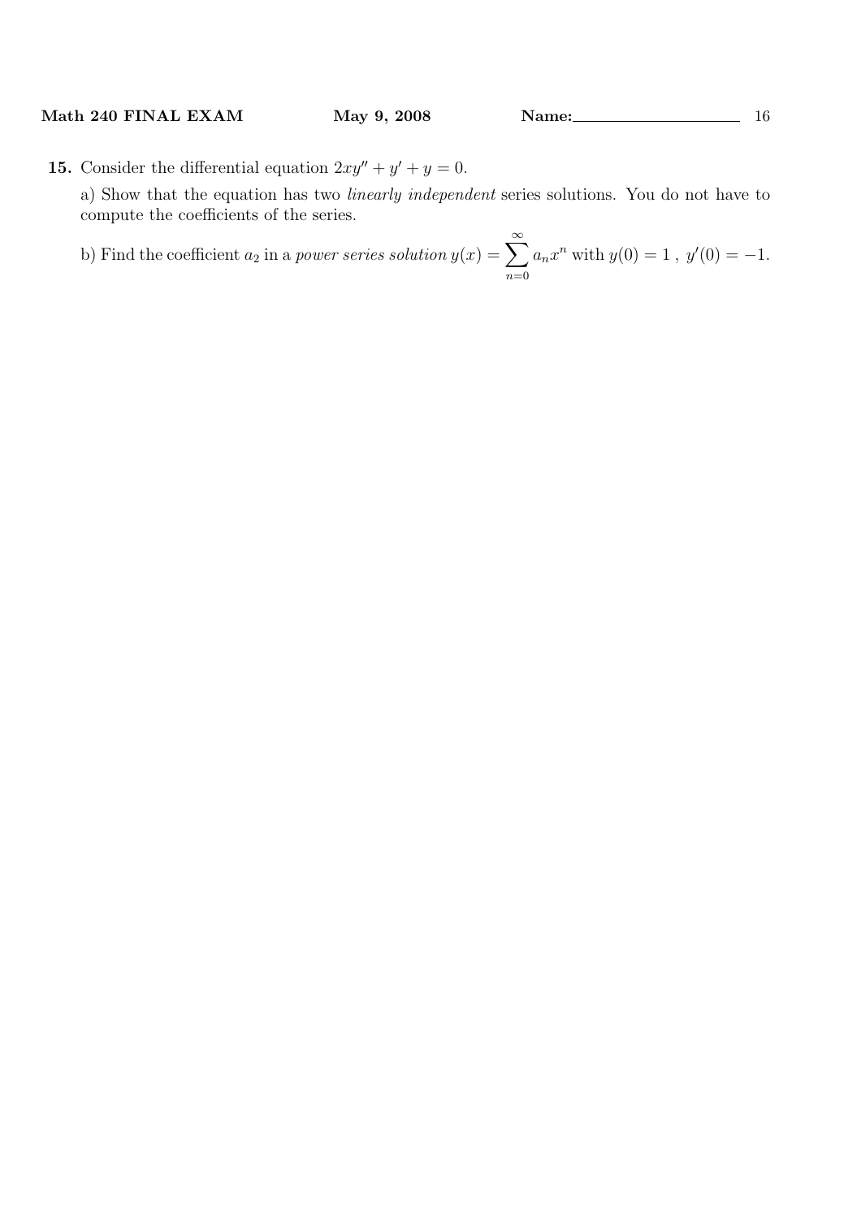**15.** Consider the differential equation $2xy'' + y' + y = 0$.

a) Show that the equation has two *linearly independent* series solutions. You do not have to compute the coefficients of the series.

b) Find the coefficient $a_2$ in a *power series solution* $y(x) = \sum_{n=0}^{\infty} a_n x^n$ with $y(0) = 1$ , $y'(0) = -1$.